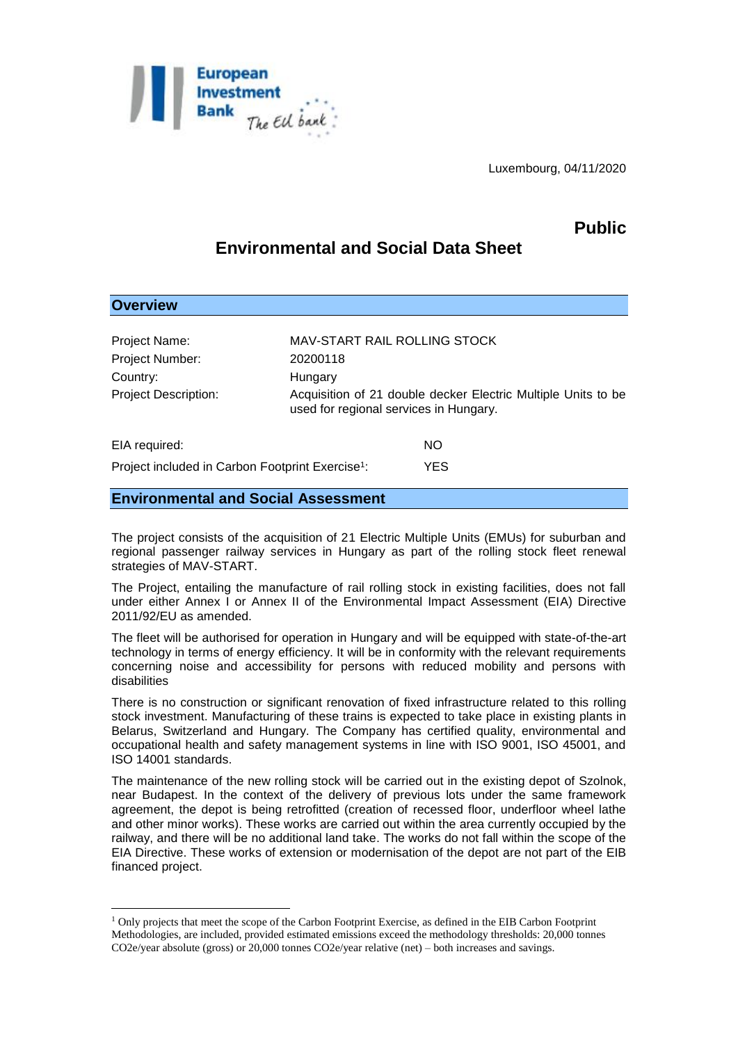European Investment Bank — The EU bank

Luxembourg, 04/11/2020

**Public**

# Environmental and Social Data Sheet

## Overview

| | |
|---|---|
| Project Name: | MAV-START RAIL ROLLING STOCK |
| Project Number: | 20200118 |
| Country: | Hungary |
| Project Description: | Acquisition of 21 double decker Electric Multiple Units to be used for regional services in Hungary. |

| | |
|---|---|
| EIA required: | NO |
| Project included in Carbon Footprint Exercise[1]: | YES |

## Environmental and Social Assessment

The project consists of the acquisition of 21 Electric Multiple Units (EMUs) for suburban and regional passenger railway services in Hungary as part of the rolling stock fleet renewal strategies of MAV-START.

The Project, entailing the manufacture of rail rolling stock in existing facilities, does not fall under either Annex I or Annex II of the Environmental Impact Assessment (EIA) Directive 2011/92/EU as amended.

The fleet will be authorised for operation in Hungary and will be equipped with state-of-the-art technology in terms of energy efficiency. It will be in conformity with the relevant requirements concerning noise and accessibility for persons with reduced mobility and persons with disabilities

There is no construction or significant renovation of fixed infrastructure related to this rolling stock investment. Manufacturing of these trains is expected to take place in existing plants in Belarus, Switzerland and Hungary. The Company has certified quality, environmental and occupational health and safety management systems in line with ISO 9001, ISO 45001, and ISO 14001 standards.

The maintenance of the new rolling stock will be carried out in the existing depot of Szolnok, near Budapest. In the context of the delivery of previous lots under the same framework agreement, the depot is being retrofitted (creation of recessed floor, underfloor wheel lathe and other minor works). These works are carried out within the area currently occupied by the railway, and there will be no additional land take. The works do not fall within the scope of the EIA Directive. These works of extension or modernisation of the depot are not part of the EIB financed project.

---

[1] Only projects that meet the scope of the Carbon Footprint Exercise, as defined in the EIB Carbon Footprint Methodologies, are included, provided estimated emissions exceed the methodology thresholds: 20,000 tonnes CO2e/year absolute (gross) or 20,000 tonnes CO2e/year relative (net) – both increases and savings.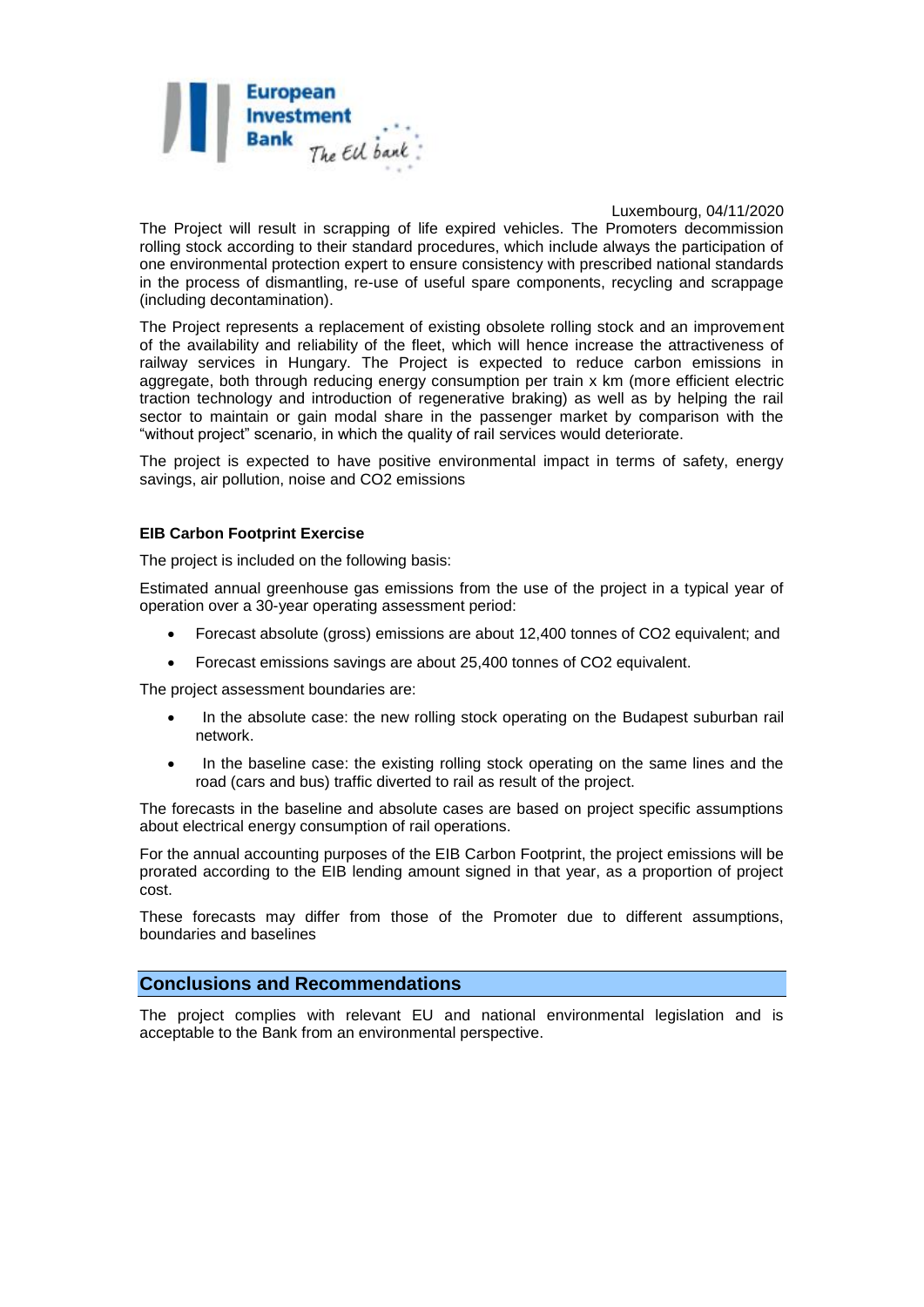Luxembourg, 04/11/2020

The Project will result in scrapping of life expired vehicles. The Promoters decommission rolling stock according to their standard procedures, which include always the participation of one environmental protection expert to ensure consistency with prescribed national standards in the process of dismantling, re-use of useful spare components, recycling and scrappage (including decontamination).

The Project represents a replacement of existing obsolete rolling stock and an improvement of the availability and reliability of the fleet, which will hence increase the attractiveness of railway services in Hungary. The Project is expected to reduce carbon emissions in aggregate, both through reducing energy consumption per train x km (more efficient electric traction technology and introduction of regenerative braking) as well as by helping the rail sector to maintain or gain modal share in the passenger market by comparison with the "without project" scenario, in which the quality of rail services would deteriorate.

The project is expected to have positive environmental impact in terms of safety, energy savings, air pollution, noise and $CO_2$ emissions

**EIB Carbon Footprint Exercise**

The project is included on the following basis:

Estimated annual greenhouse gas emissions from the use of the project in a typical year of operation over a 30-year operating assessment period:

- Forecast absolute (gross) emissions are about 12,400 tonnes of $CO_2$ equivalent; and
- Forecast emissions savings are about 25,400 tonnes of $CO_2$ equivalent.

The project assessment boundaries are:

- In the absolute case: the new rolling stock operating on the Budapest suburban rail network.
- In the baseline case: the existing rolling stock operating on the same lines and the road (cars and bus) traffic diverted to rail as result of the project.

The forecasts in the baseline and absolute cases are based on project specific assumptions about electrical energy consumption of rail operations.

For the annual accounting purposes of the EIB Carbon Footprint, the project emissions will be prorated according to the EIB lending amount signed in that year, as a proportion of project cost.

These forecasts may differ from those of the Promoter due to different assumptions, boundaries and baselines

## Conclusions and Recommendations

The project complies with relevant EU and national environmental legislation and is acceptable to the Bank from an environmental perspective.